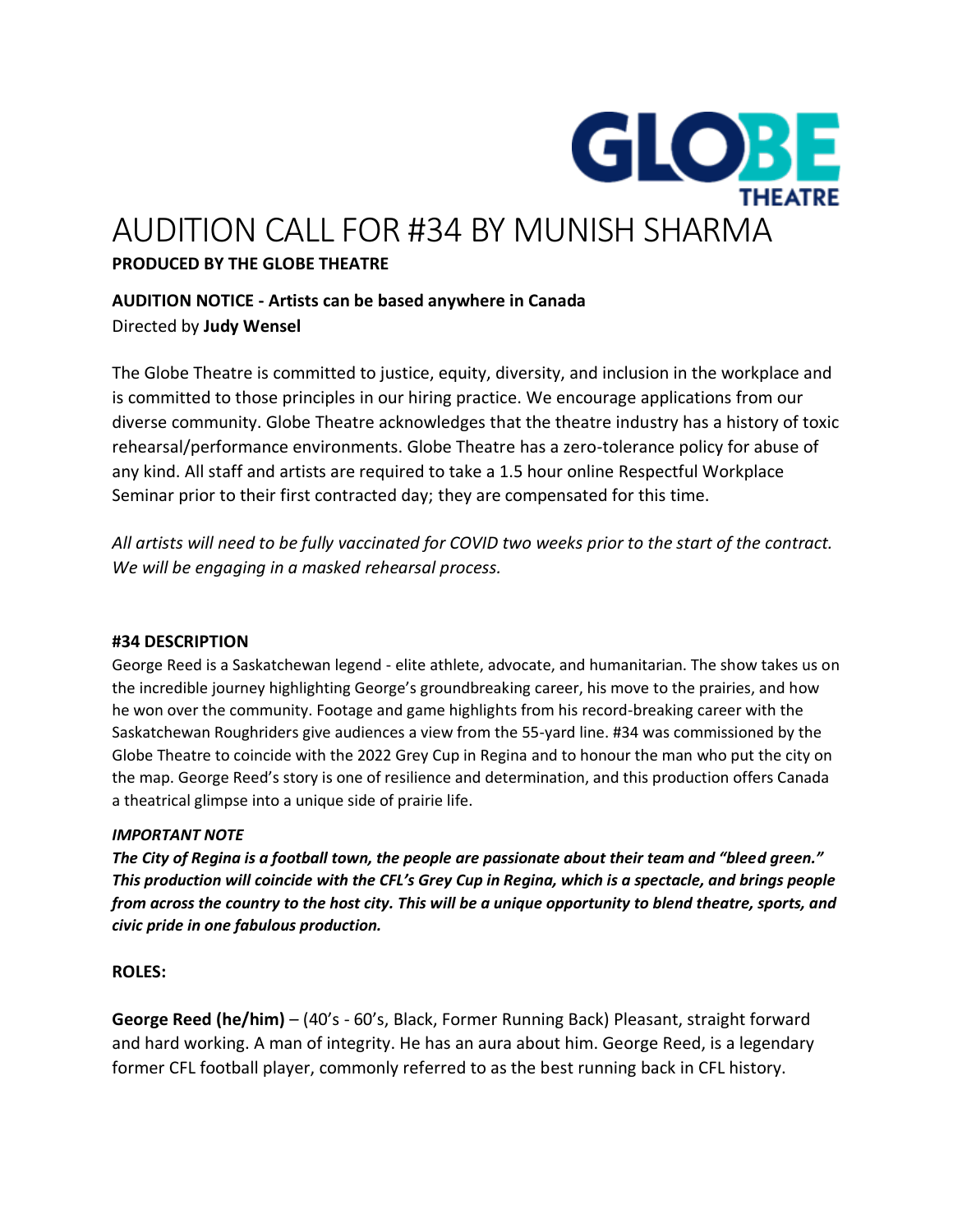# AUDITION CALL FOR #34 BY MUNISH SHARMA

**PRODUCED BY THE GLOBE THEATRE**

**AUDITION NOTICE - Artists can be based anywhere in Canada**

Directed by **Judy Wensel**

The Globe Theatre is committed to justice, equity, diversity, and inclusion in the workplace and is committed to those principles in our hiring practice. We encourage applications from our diverse community. Globe Theatre acknowledges that the theatre industry has a history of toxic rehearsal/performance environments. Globe Theatre has a zero-tolerance policy for abuse of any kind. All staff and artists are required to take a 1.5 hour online Respectful Workplace Seminar prior to their first contracted day; they are compensated for this time.

*All artists will need to be fully vaccinated for COVID two weeks prior to the start of the contract. We will be engaging in a masked rehearsal process.*

### #34 DESCRIPTION

George Reed is a Saskatchewan legend - elite athlete, advocate, and humanitarian. The show takes us on the incredible journey highlighting George's groundbreaking career, his move to the prairies, and how he won over the community. Footage and game highlights from his record-breaking career with the Saskatchewan Roughriders give audiences a view from the 55-yard line. #34 was commissioned by the Globe Theatre to coincide with the 2022 Grey Cup in Regina and to honour the man who put the city on the map. George Reed's story is one of resilience and determination, and this production offers Canada a theatrical glimpse into a unique side of prairie life.

***IMPORTANT NOTE***

***The City of Regina is a football town, the people are passionate about their team and "bleed green." This production will coincide with the CFL's Grey Cup in Regina, which is a spectacle, and brings people from across the country to the host city. This will be a unique opportunity to blend theatre, sports, and civic pride in one fabulous production.***

### ROLES:

**George Reed (he/him)** – (40's - 60's, Black, Former Running Back) Pleasant, straight forward and hard working. A man of integrity. He has an aura about him. George Reed, is a legendary former CFL football player, commonly referred to as the best running back in CFL history.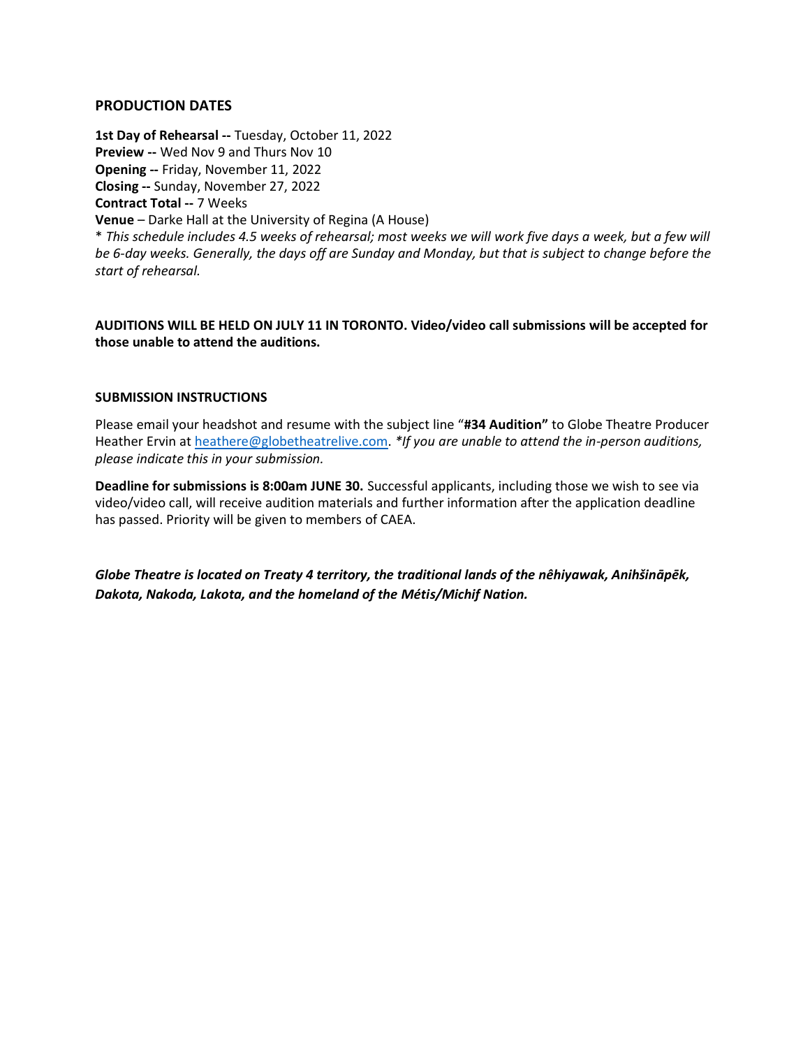## PRODUCTION DATES

**1st Day of Rehearsal --** Tuesday, October 11, 2022
**Preview --** Wed Nov 9 and Thurs Nov 10
**Opening --** Friday, November 11, 2022
**Closing --** Sunday, November 27, 2022
**Contract Total --** 7 Weeks
**Venue** – Darke Hall at the University of Regina (A House)
\* *This schedule includes 4.5 weeks of rehearsal; most weeks we will work five days a week, but a few will be 6-day weeks. Generally, the days off are Sunday and Monday, but that is subject to change before the start of rehearsal.*

**AUDITIONS WILL BE HELD ON JULY 11 IN TORONTO. Video/video call submissions will be accepted for those unable to attend the auditions.**

### SUBMISSION INSTRUCTIONS

Please email your headshot and resume with the subject line "**#34 Audition"** to Globe Theatre Producer Heather Ervin at heathere@globetheatrelive.com. *\*If you are unable to attend the in-person auditions, please indicate this in your submission.*

**Deadline for submissions is 8:00am JUNE 30.** Successful applicants, including those we wish to see via video/video call, will receive audition materials and further information after the application deadline has passed. Priority will be given to members of CAEA.

***Globe Theatre is located on Treaty 4 territory, the traditional lands of the nêhiyawak, Anihšināpēk, Dakota, Nakoda, Lakota, and the homeland of the Métis/Michif Nation.***